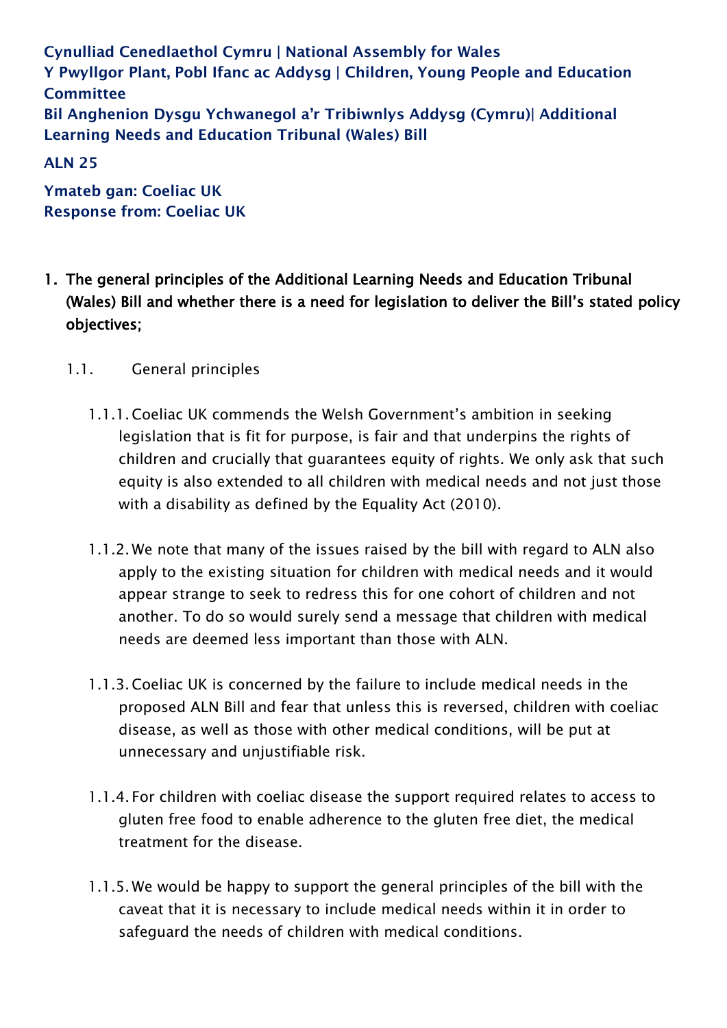**Cynulliad Cenedlaethol Cymru | National Assembly for Wales**
**Y Pwyllgor Plant, Pobl Ifanc ac Addysg | Children, Young People and Education Committee**
**Bil Anghenion Dysgu Ychwanegol a'r Tribiwnlys Addysg (Cymru)| Additional Learning Needs and Education Tribunal (Wales) Bill**

**ALN 25**

**Ymateb gan: Coeliac UK**
**Response from: Coeliac UK**

1. **The general principles of the Additional Learning Needs and Education Tribunal (Wales) Bill and whether there is a need for legislation to deliver the Bill's stated policy objectives;**

   1.1. General principles

      1.1.1. Coeliac UK commends the Welsh Government's ambition in seeking legislation that is fit for purpose, is fair and that underpins the rights of children and crucially that guarantees equity of rights. We only ask that such equity is also extended to all children with medical needs and not just those with a disability as defined by the Equality Act (2010).

      1.1.2. We note that many of the issues raised by the bill with regard to ALN also apply to the existing situation for children with medical needs and it would appear strange to seek to redress this for one cohort of children and not another. To do so would surely send a message that children with medical needs are deemed less important than those with ALN.

      1.1.3. Coeliac UK is concerned by the failure to include medical needs in the proposed ALN Bill and fear that unless this is reversed, children with coeliac disease, as well as those with other medical conditions, will be put at unnecessary and unjustifiable risk.

      1.1.4. For children with coeliac disease the support required relates to access to gluten free food to enable adherence to the gluten free diet, the medical treatment for the disease.

      1.1.5. We would be happy to support the general principles of the bill with the caveat that it is necessary to include medical needs within it in order to safeguard the needs of children with medical conditions.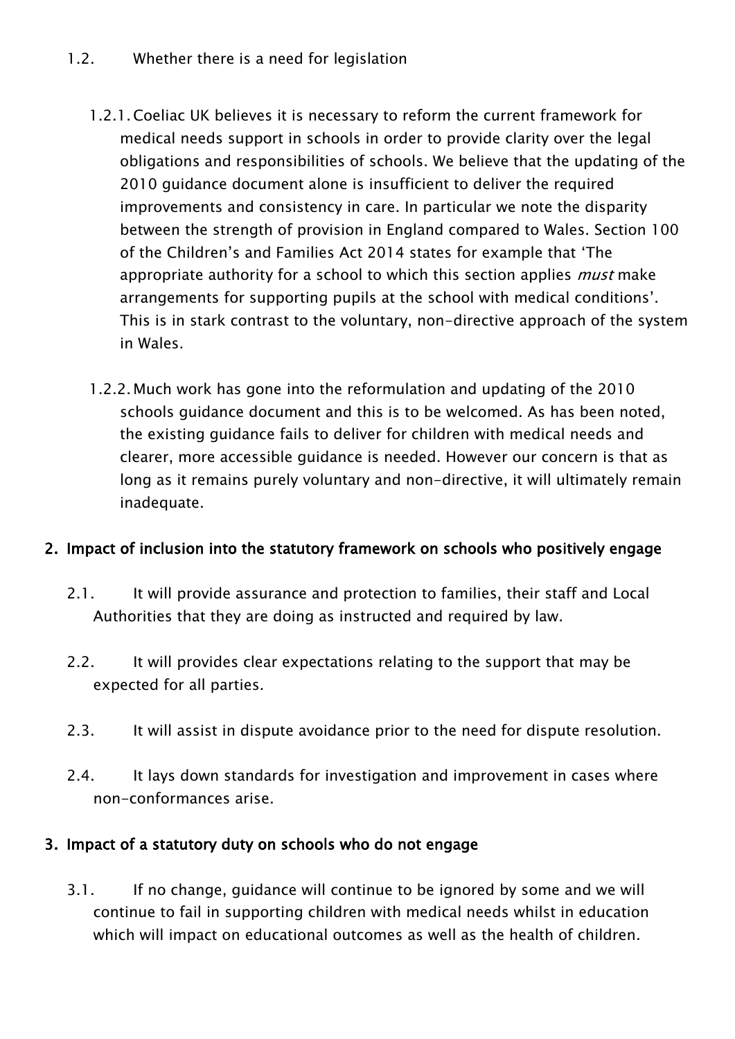1.2. Whether there is a need for legislation

1.2.1. Coeliac UK believes it is necessary to reform the current framework for medical needs support in schools in order to provide clarity over the legal obligations and responsibilities of schools. We believe that the updating of the 2010 guidance document alone is insufficient to deliver the required improvements and consistency in care. In particular we note the disparity between the strength of provision in England compared to Wales. Section 100 of the Children's and Families Act 2014 states for example that 'The appropriate authority for a school to which this section applies *must* make arrangements for supporting pupils at the school with medical conditions'. This is in stark contrast to the voluntary, non-directive approach of the system in Wales.

1.2.2. Much work has gone into the reformulation and updating of the 2010 schools guidance document and this is to be welcomed. As has been noted, the existing guidance fails to deliver for children with medical needs and clearer, more accessible guidance is needed. However our concern is that as long as it remains purely voluntary and non-directive, it will ultimately remain inadequate.

## 2. Impact of inclusion into the statutory framework on schools who positively engage

2.1. It will provide assurance and protection to families, their staff and Local Authorities that they are doing as instructed and required by law.

2.2. It will provides clear expectations relating to the support that may be expected for all parties.

2.3. It will assist in dispute avoidance prior to the need for dispute resolution.

2.4. It lays down standards for investigation and improvement in cases where non-conformances arise.

## 3. Impact of a statutory duty on schools who do not engage

3.1. If no change, guidance will continue to be ignored by some and we will continue to fail in supporting children with medical needs whilst in education which will impact on educational outcomes as well as the health of children.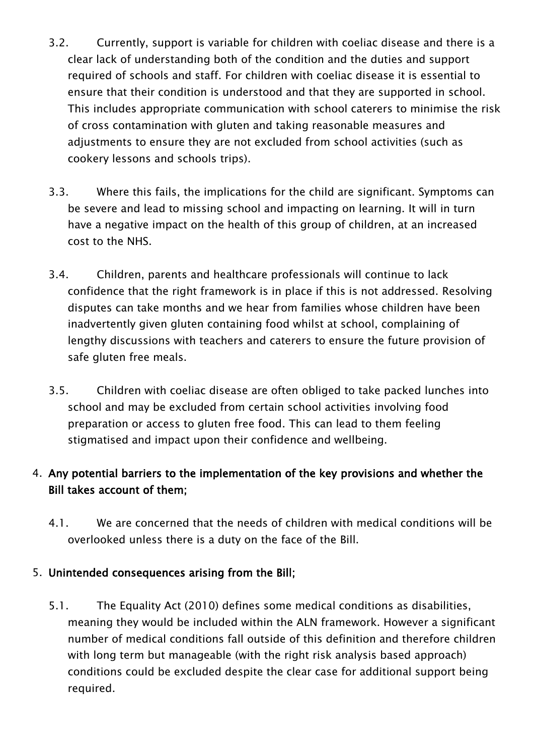3.2. Currently, support is variable for children with coeliac disease and there is a clear lack of understanding both of the condition and the duties and support required of schools and staff. For children with coeliac disease it is essential to ensure that their condition is understood and that they are supported in school. This includes appropriate communication with school caterers to minimise the risk of cross contamination with gluten and taking reasonable measures and adjustments to ensure they are not excluded from school activities (such as cookery lessons and schools trips).

3.3. Where this fails, the implications for the child are significant. Symptoms can be severe and lead to missing school and impacting on learning. It will in turn have a negative impact on the health of this group of children, at an increased cost to the NHS.

3.4. Children, parents and healthcare professionals will continue to lack confidence that the right framework is in place if this is not addressed. Resolving disputes can take months and we hear from families whose children have been inadvertently given gluten containing food whilst at school, complaining of lengthy discussions with teachers and caterers to ensure the future provision of safe gluten free meals.

3.5. Children with coeliac disease are often obliged to take packed lunches into school and may be excluded from certain school activities involving food preparation or access to gluten free food. This can lead to them feeling stigmatised and impact upon their confidence and wellbeing.

4. **Any potential barriers to the implementation of the key provisions and whether the Bill takes account of them;**

4.1. We are concerned that the needs of children with medical conditions will be overlooked unless there is a duty on the face of the Bill.

5. **Unintended consequences arising from the Bill;**

5.1. The Equality Act (2010) defines some medical conditions as disabilities, meaning they would be included within the ALN framework. However a significant number of medical conditions fall outside of this definition and therefore children with long term but manageable (with the right risk analysis based approach) conditions could be excluded despite the clear case for additional support being required.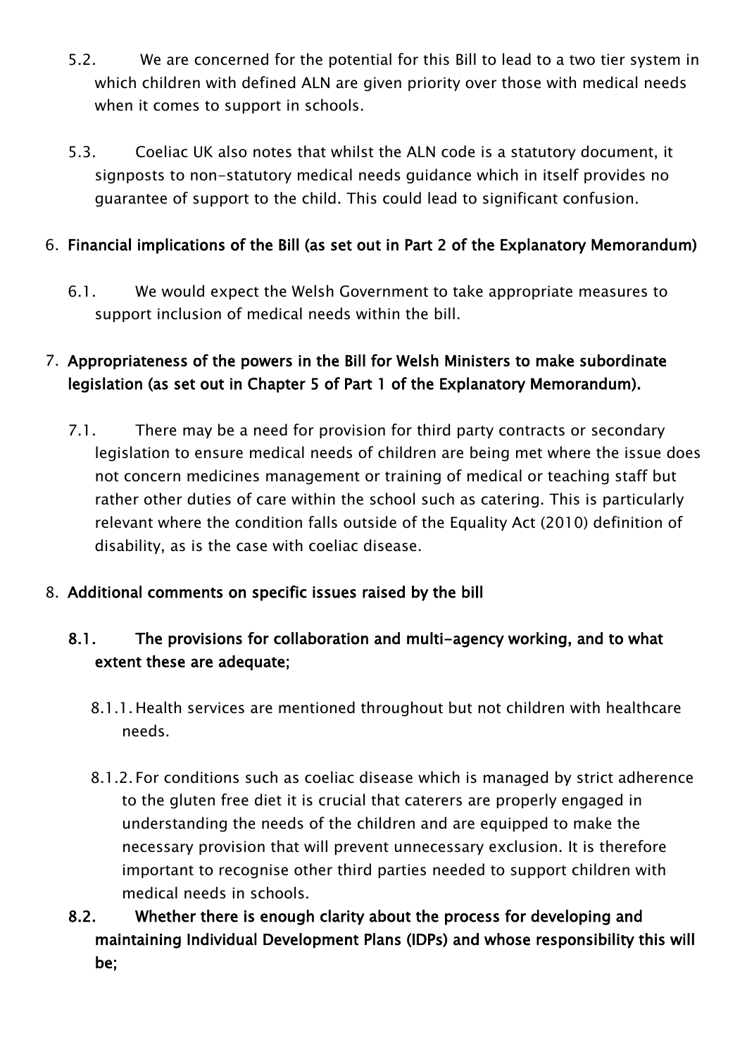5.2. We are concerned for the potential for this Bill to lead to a two tier system in which children with defined ALN are given priority over those with medical needs when it comes to support in schools.

5.3. Coeliac UK also notes that whilst the ALN code is a statutory document, it signposts to non-statutory medical needs guidance which in itself provides no guarantee of support to the child. This could lead to significant confusion.

6. **Financial implications of the Bill (as set out in Part 2 of the Explanatory Memorandum)**

6.1. We would expect the Welsh Government to take appropriate measures to support inclusion of medical needs within the bill.

7. **Appropriateness of the powers in the Bill for Welsh Ministers to make subordinate legislation (as set out in Chapter 5 of Part 1 of the Explanatory Memorandum).**

7.1. There may be a need for provision for third party contracts or secondary legislation to ensure medical needs of children are being met where the issue does not concern medicines management or training of medical or teaching staff but rather other duties of care within the school such as catering. This is particularly relevant where the condition falls outside of the Equality Act (2010) definition of disability, as is the case with coeliac disease.

8. **Additional comments on specific issues raised by the bill**

**8.1. The provisions for collaboration and multi-agency working, and to what extent these are adequate;**

8.1.1. Health services are mentioned throughout but not children with healthcare needs.

8.1.2. For conditions such as coeliac disease which is managed by strict adherence to the gluten free diet it is crucial that caterers are properly engaged in understanding the needs of the children and are equipped to make the necessary provision that will prevent unnecessary exclusion. It is therefore important to recognise other third parties needed to support children with medical needs in schools.

**8.2. Whether there is enough clarity about the process for developing and maintaining Individual Development Plans (IDPs) and whose responsibility this will be;**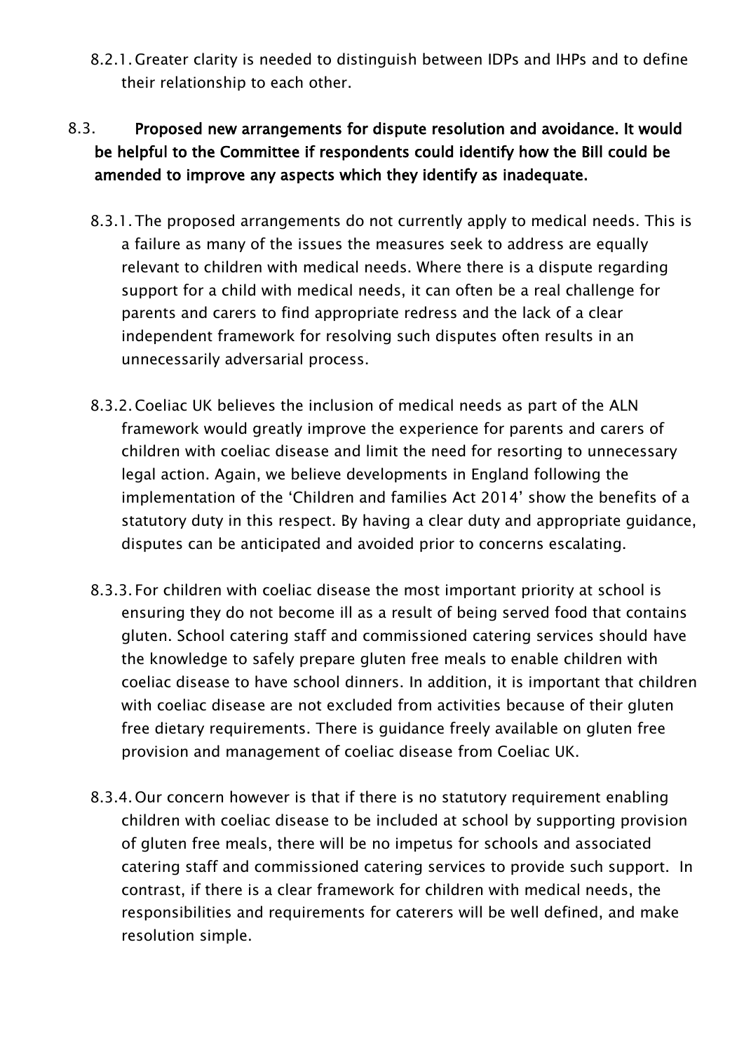8.2.1. Greater clarity is needed to distinguish between IDPs and IHPs and to define their relationship to each other.

8.3. **Proposed new arrangements for dispute resolution and avoidance. It would be helpful to the Committee if respondents could identify how the Bill could be amended to improve any aspects which they identify as inadequate.**

8.3.1. The proposed arrangements do not currently apply to medical needs. This is a failure as many of the issues the measures seek to address are equally relevant to children with medical needs. Where there is a dispute regarding support for a child with medical needs, it can often be a real challenge for parents and carers to find appropriate redress and the lack of a clear independent framework for resolving such disputes often results in an unnecessarily adversarial process.

8.3.2. Coeliac UK believes the inclusion of medical needs as part of the ALN framework would greatly improve the experience for parents and carers of children with coeliac disease and limit the need for resorting to unnecessary legal action. Again, we believe developments in England following the implementation of the 'Children and families Act 2014' show the benefits of a statutory duty in this respect. By having a clear duty and appropriate guidance, disputes can be anticipated and avoided prior to concerns escalating.

8.3.3. For children with coeliac disease the most important priority at school is ensuring they do not become ill as a result of being served food that contains gluten. School catering staff and commissioned catering services should have the knowledge to safely prepare gluten free meals to enable children with coeliac disease to have school dinners. In addition, it is important that children with coeliac disease are not excluded from activities because of their gluten free dietary requirements. There is guidance freely available on gluten free provision and management of coeliac disease from Coeliac UK.

8.3.4. Our concern however is that if there is no statutory requirement enabling children with coeliac disease to be included at school by supporting provision of gluten free meals, there will be no impetus for schools and associated catering staff and commissioned catering services to provide such support. In contrast, if there is a clear framework for children with medical needs, the responsibilities and requirements for caterers will be well defined, and make resolution simple.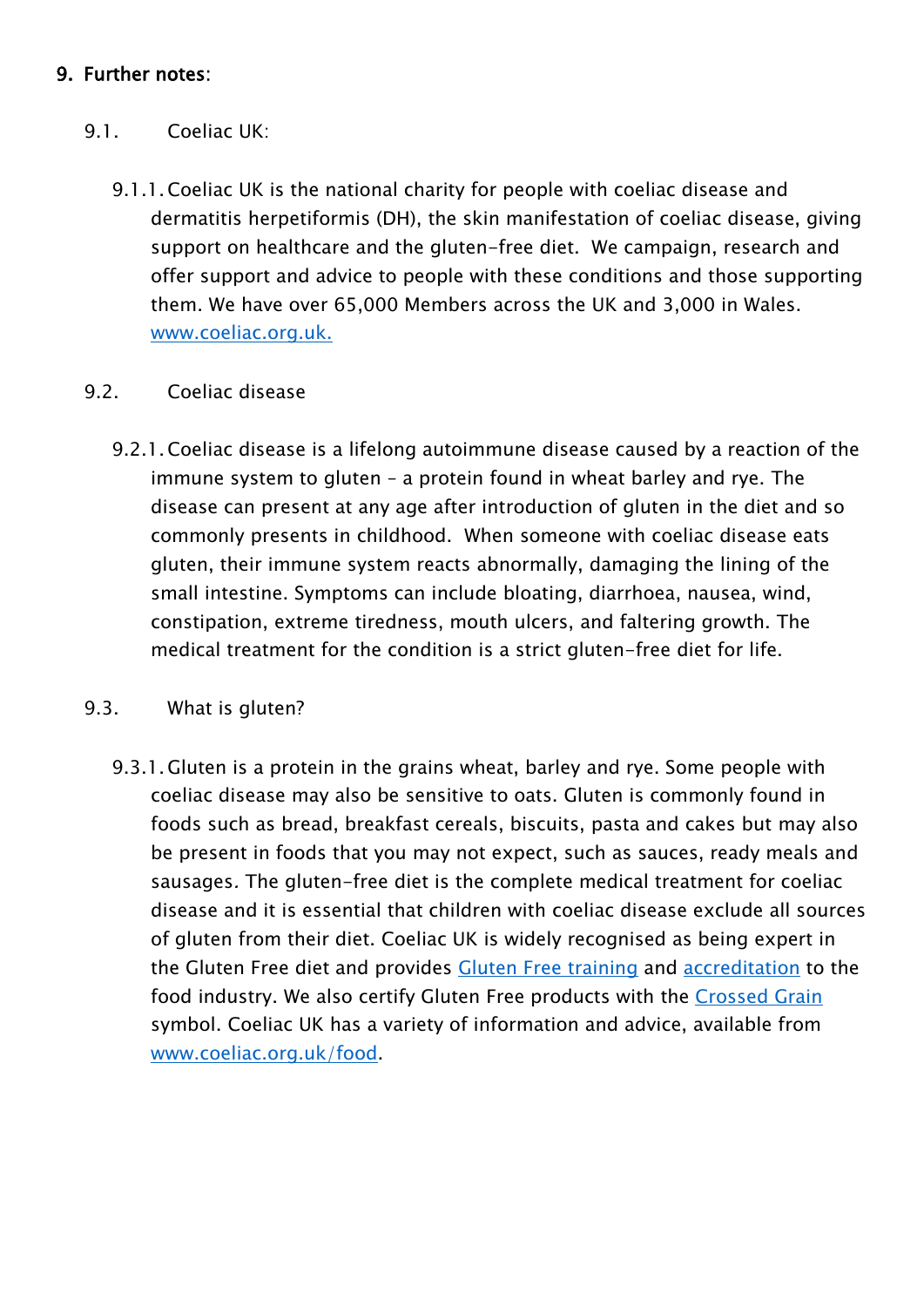## 9. Further notes:

### 9.1. Coeliac UK:

9.1.1. Coeliac UK is the national charity for people with coeliac disease and dermatitis herpetiformis (DH), the skin manifestation of coeliac disease, giving support on healthcare and the gluten-free diet. We campaign, research and offer support and advice to people with these conditions and those supporting them. We have over 65,000 Members across the UK and 3,000 in Wales. [www.coeliac.org.uk.](www.coeliac.org.uk)

### 9.2. Coeliac disease

9.2.1. Coeliac disease is a lifelong autoimmune disease caused by a reaction of the immune system to gluten – a protein found in wheat barley and rye. The disease can present at any age after introduction of gluten in the diet and so commonly presents in childhood. When someone with coeliac disease eats gluten, their immune system reacts abnormally, damaging the lining of the small intestine. Symptoms can include bloating, diarrhoea, nausea, wind, constipation, extreme tiredness, mouth ulcers, and faltering growth. The medical treatment for the condition is a strict gluten-free diet for life.

### 9.3. What is gluten?

9.3.1. Gluten is a protein in the grains wheat, barley and rye. Some people with coeliac disease may also be sensitive to oats. Gluten is commonly found in foods such as bread, breakfast cereals, biscuits, pasta and cakes but may also be present in foods that you may not expect, such as sauces, ready meals and sausages. The gluten-free diet is the complete medical treatment for coeliac disease and it is essential that children with coeliac disease exclude all sources of gluten from their diet. Coeliac UK is widely recognised as being expert in the Gluten Free diet and provides Gluten Free training and accreditation to the food industry. We also certify Gluten Free products with the Crossed Grain symbol. Coeliac UK has a variety of information and advice, available from [www.coeliac.org.uk/food](www.coeliac.org.uk/food).